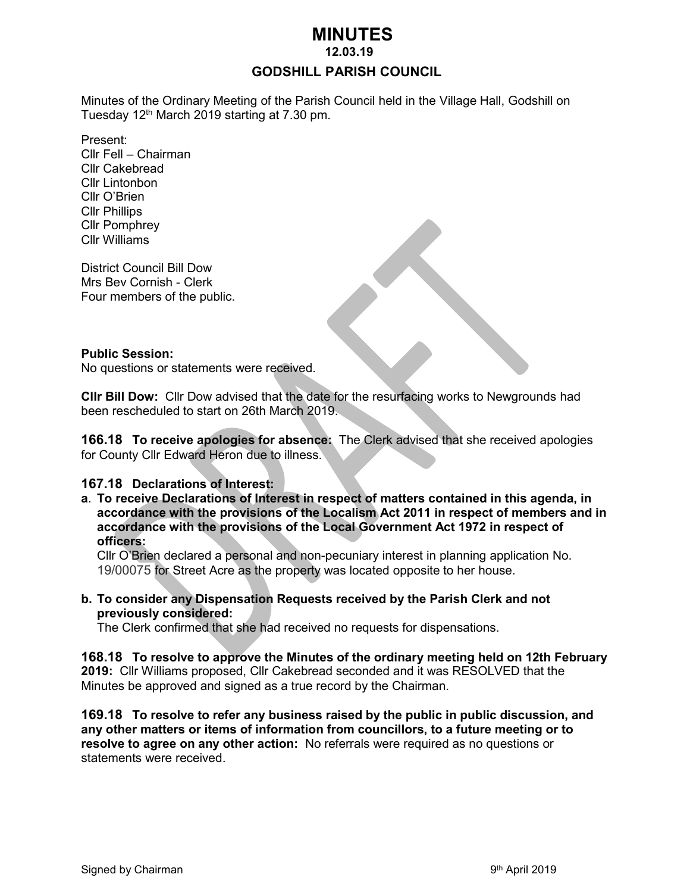# MINUTES

**12.03.19**

## GODSHILL PARISH COUNCIL

Minutes of the Ordinary Meeting of the Parish Council held in the Village Hall, Godshill on Tuesday 12th March 2019 starting at 7.30 pm.

Present:
Cllr Fell – Chairman
Cllr Cakebread
Cllr Lintonbon
Cllr O'Brien
Cllr Phillips
Cllr Pomphrey
Cllr Williams

District Council Bill Dow
Mrs Bev Cornish - Clerk
Four members of the public.

**Public Session:**
No questions or statements were received.

**Cllr Bill Dow:** Cllr Dow advised that the date for the resurfacing works to Newgrounds had been rescheduled to start on 26th March 2019.

**166.18 To receive apologies for absence:** The Clerk advised that she received apologies for County Cllr Edward Heron due to illness.

**167.18 Declarations of Interest:**

**a. To receive Declarations of Interest in respect of matters contained in this agenda, in accordance with the provisions of the Localism Act 2011 in respect of members and in accordance with the provisions of the Local Government Act 1972 in respect of officers:**
Cllr O'Brien declared a personal and non-pecuniary interest in planning application No. 19/00075 for Street Acre as the property was located opposite to her house.

**b. To consider any Dispensation Requests received by the Parish Clerk and not previously considered:**
The Clerk confirmed that she had received no requests for dispensations.

**168.18 To resolve to approve the Minutes of the ordinary meeting held on 12th February 2019:** Cllr Williams proposed, Cllr Cakebread seconded and it was RESOLVED that the Minutes be approved and signed as a true record by the Chairman.

**169.18 To resolve to refer any business raised by the public in public discussion, and any other matters or items of information from councillors, to a future meeting or to resolve to agree on any other action:** No referrals were required as no questions or statements were received.

Signed by Chairman 9th April 2019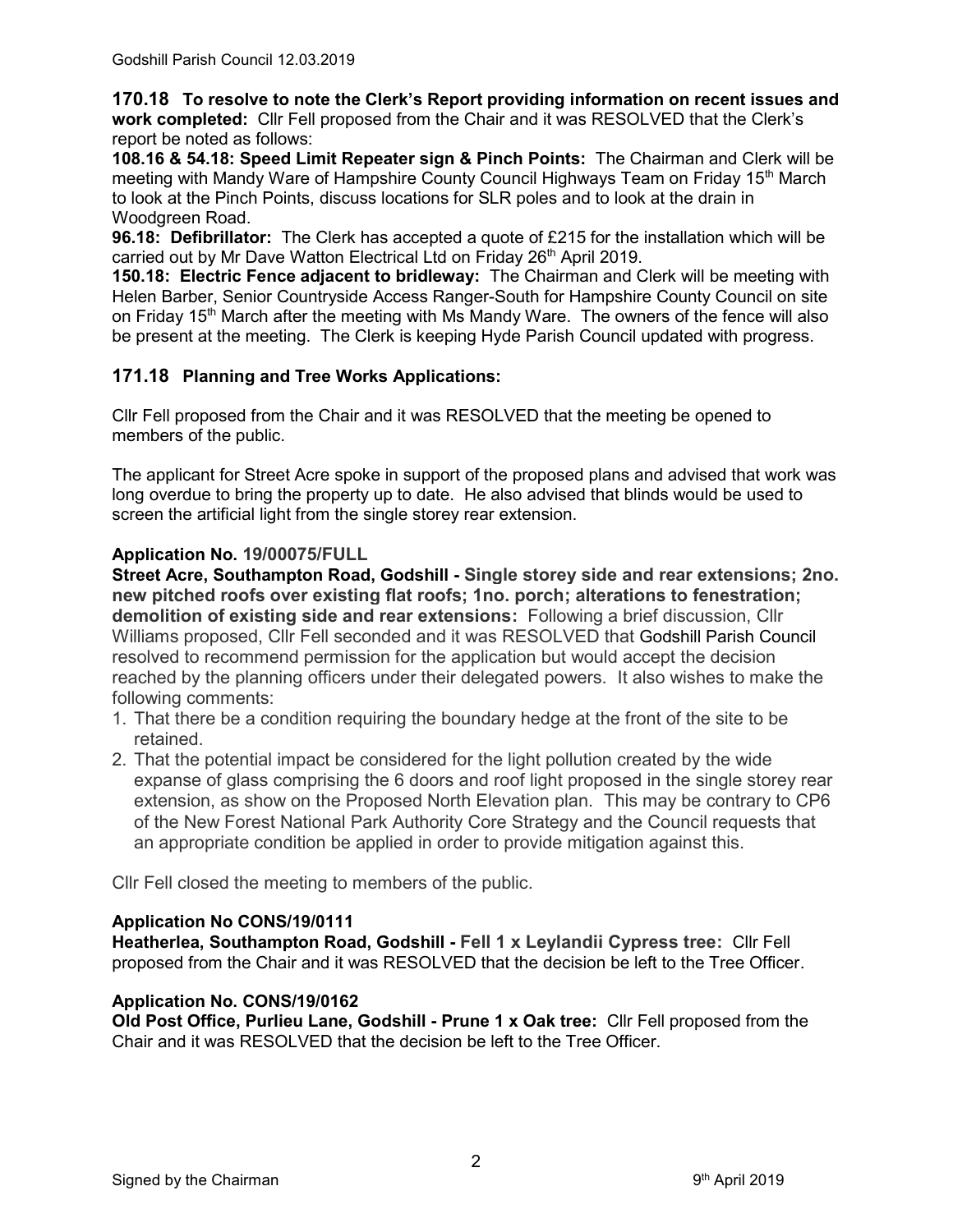**170.18 To resolve to note the Clerk's Report providing information on recent issues and work completed:** Cllr Fell proposed from the Chair and it was RESOLVED that the Clerk's report be noted as follows:

**108.16 & 54.18: Speed Limit Repeater sign & Pinch Points:** The Chairman and Clerk will be meeting with Mandy Ware of Hampshire County Council Highways Team on Friday 15th March to look at the Pinch Points, discuss locations for SLR poles and to look at the drain in Woodgreen Road.

**96.18: Defibrillator:** The Clerk has accepted a quote of £215 for the installation which will be carried out by Mr Dave Watton Electrical Ltd on Friday 26th April 2019.

**150.18: Electric Fence adjacent to bridleway:** The Chairman and Clerk will be meeting with Helen Barber, Senior Countryside Access Ranger-South for Hampshire County Council on site on Friday 15th March after the meeting with Ms Mandy Ware. The owners of the fence will also be present at the meeting. The Clerk is keeping Hyde Parish Council updated with progress.

## 171.18 Planning and Tree Works Applications:

Cllr Fell proposed from the Chair and it was RESOLVED that the meeting be opened to members of the public.

The applicant for Street Acre spoke in support of the proposed plans and advised that work was long overdue to bring the property up to date. He also advised that blinds would be used to screen the artificial light from the single storey rear extension.

**Application No. 19/00075/FULL**

**Street Acre, Southampton Road, Godshill - Single storey side and rear extensions; 2no. new pitched roofs over existing flat roofs; 1no. porch; alterations to fenestration; demolition of existing side and rear extensions:** Following a brief discussion, Cllr Williams proposed, Cllr Fell seconded and it was RESOLVED that Godshill Parish Council resolved to recommend permission for the application but would accept the decision reached by the planning officers under their delegated powers. It also wishes to make the following comments:

1. That there be a condition requiring the boundary hedge at the front of the site to be retained.
2. That the potential impact be considered for the light pollution created by the wide expanse of glass comprising the 6 doors and roof light proposed in the single storey rear extension, as show on the Proposed North Elevation plan. This may be contrary to CP6 of the New Forest National Park Authority Core Strategy and the Council requests that an appropriate condition be applied in order to provide mitigation against this.

Cllr Fell closed the meeting to members of the public.

**Application No CONS/19/0111**

**Heatherlea, Southampton Road, Godshill - Fell 1 x Leylandii Cypress tree:** Cllr Fell proposed from the Chair and it was RESOLVED that the decision be left to the Tree Officer.

**Application No. CONS/19/0162**

**Old Post Office, Purlieu Lane, Godshill - Prune 1 x Oak tree:** Cllr Fell proposed from the Chair and it was RESOLVED that the decision be left to the Tree Officer.

Signed by the Chairman 9th April 2019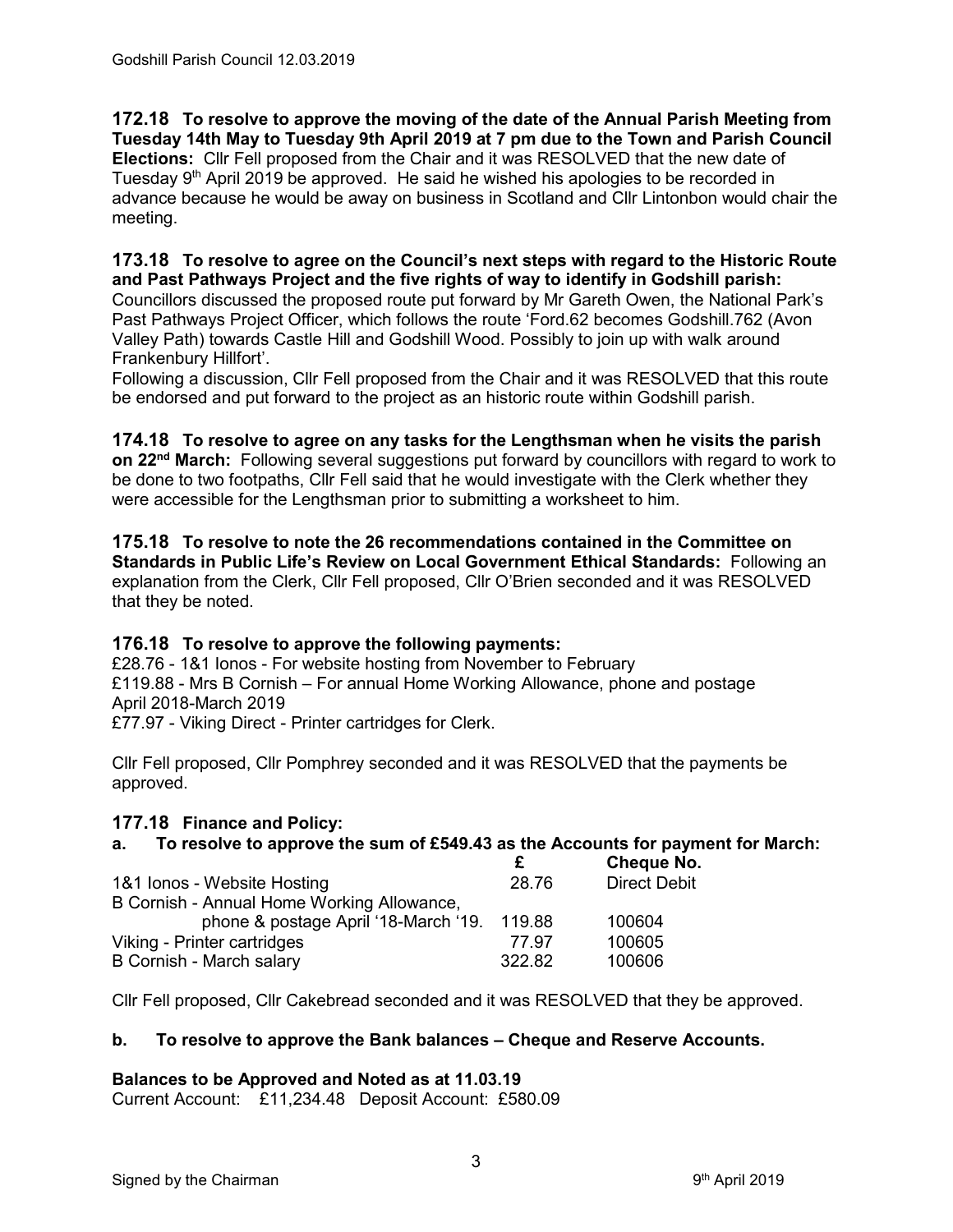**172.18 To resolve to approve the moving of the date of the Annual Parish Meeting from Tuesday 14th May to Tuesday 9th April 2019 at 7 pm due to the Town and Parish Council Elections:** Cllr Fell proposed from the Chair and it was RESOLVED that the new date of Tuesday 9th April 2019 be approved. He said he wished his apologies to be recorded in advance because he would be away on business in Scotland and Cllr Lintonbon would chair the meeting.

**173.18 To resolve to agree on the Council's next steps with regard to the Historic Route and Past Pathways Project and the five rights of way to identify in Godshill parish:** Councillors discussed the proposed route put forward by Mr Gareth Owen, the National Park's Past Pathways Project Officer, which follows the route 'Ford.62 becomes Godshill.762 (Avon Valley Path) towards Castle Hill and Godshill Wood. Possibly to join up with walk around Frankenbury Hillfort'.
Following a discussion, Cllr Fell proposed from the Chair and it was RESOLVED that this route be endorsed and put forward to the project as an historic route within Godshill parish.

**174.18 To resolve to agree on any tasks for the Lengthsman when he visits the parish on 22nd March:** Following several suggestions put forward by councillors with regard to work to be done to two footpaths, Cllr Fell said that he would investigate with the Clerk whether they were accessible for the Lengthsman prior to submitting a worksheet to him.

**175.18 To resolve to note the 26 recommendations contained in the Committee on Standards in Public Life's Review on Local Government Ethical Standards:** Following an explanation from the Clerk, Cllr Fell proposed, Cllr O'Brien seconded and it was RESOLVED that they be noted.

**176.18 To resolve to approve the following payments:**
£28.76 - 1&1 Ionos - For website hosting from November to February
£119.88 - Mrs B Cornish – For annual Home Working Allowance, phone and postage April 2018-March 2019
£77.97 - Viking Direct - Printer cartridges for Clerk.

Cllr Fell proposed, Cllr Pomphrey seconded and it was RESOLVED that the payments be approved.

**177.18 Finance and Policy:**

**a. To resolve to approve the sum of £549.43 as the Accounts for payment for March:**

| | £ | Cheque No. |
|---|---|---|
| 1&1 Ionos - Website Hosting | 28.76 | Direct Debit |
| B Cornish - Annual Home Working Allowance, phone & postage April '18-March '19. | 119.88 | 100604 |
| Viking - Printer cartridges | 77.97 | 100605 |
| B Cornish - March salary | 322.82 | 100606 |

Cllr Fell proposed, Cllr Cakebread seconded and it was RESOLVED that they be approved.

**b. To resolve to approve the Bank balances – Cheque and Reserve Accounts.**

**Balances to be Approved and Noted as at 11.03.19**
Current Account: £11,234.48 Deposit Account: £580.09

Signed by the Chairman 9th April 2019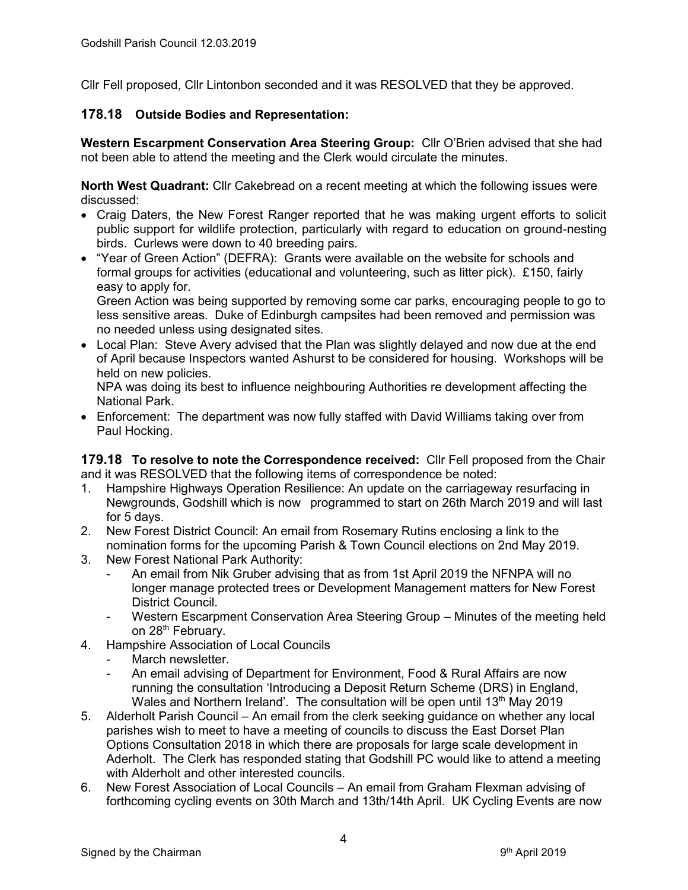Cllr Fell proposed, Cllr Lintonbon seconded and it was RESOLVED that they be approved.

### 178.18 Outside Bodies and Representation:

**Western Escarpment Conservation Area Steering Group:** Cllr O'Brien advised that she had not been able to attend the meeting and the Clerk would circulate the minutes.

**North West Quadrant:** Cllr Cakebread on a recent meeting at which the following issues were discussed:

- Craig Daters, the New Forest Ranger reported that he was making urgent efforts to solicit public support for wildlife protection, particularly with regard to education on ground-nesting birds. Curlews were down to 40 breeding pairs.
- "Year of Green Action" (DEFRA): Grants were available on the website for schools and formal groups for activities (educational and volunteering, such as litter pick). £150, fairly easy to apply for.
  Green Action was being supported by removing some car parks, encouraging people to go to less sensitive areas. Duke of Edinburgh campsites had been removed and permission was no needed unless using designated sites.
- Local Plan: Steve Avery advised that the Plan was slightly delayed and now due at the end of April because Inspectors wanted Ashurst to be considered for housing. Workshops will be held on new policies.
  NPA was doing its best to influence neighbouring Authorities re development affecting the National Park.
- Enforcement: The department was now fully staffed with David Williams taking over from Paul Hocking.

**179.18 To resolve to note the Correspondence received:** Cllr Fell proposed from the Chair and it was RESOLVED that the following items of correspondence be noted:

1. Hampshire Highways Operation Resilience: An update on the carriageway resurfacing in Newgrounds, Godshill which is now programmed to start on 26th March 2019 and will last for 5 days.
2. New Forest District Council: An email from Rosemary Rutins enclosing a link to the nomination forms for the upcoming Parish & Town Council elections on 2nd May 2019.
3. New Forest National Park Authority:
   - An email from Nik Gruber advising that as from 1st April 2019 the NFNPA will no longer manage protected trees or Development Management matters for New Forest District Council.
   - Western Escarpment Conservation Area Steering Group – Minutes of the meeting held on 28th February.
4. Hampshire Association of Local Councils
   - March newsletter.
   - An email advising of Department for Environment, Food & Rural Affairs are now running the consultation 'Introducing a Deposit Return Scheme (DRS) in England, Wales and Northern Ireland'. The consultation will be open until 13th May 2019
5. Alderholt Parish Council – An email from the clerk seeking guidance on whether any local parishes wish to meet to have a meeting of councils to discuss the East Dorset Plan Options Consultation 2018 in which there are proposals for large scale development in Aderholt. The Clerk has responded stating that Godshill PC would like to attend a meeting with Alderholt and other interested councils.
6. New Forest Association of Local Councils – An email from Graham Flexman advising of forthcoming cycling events on 30th March and 13th/14th April. UK Cycling Events are now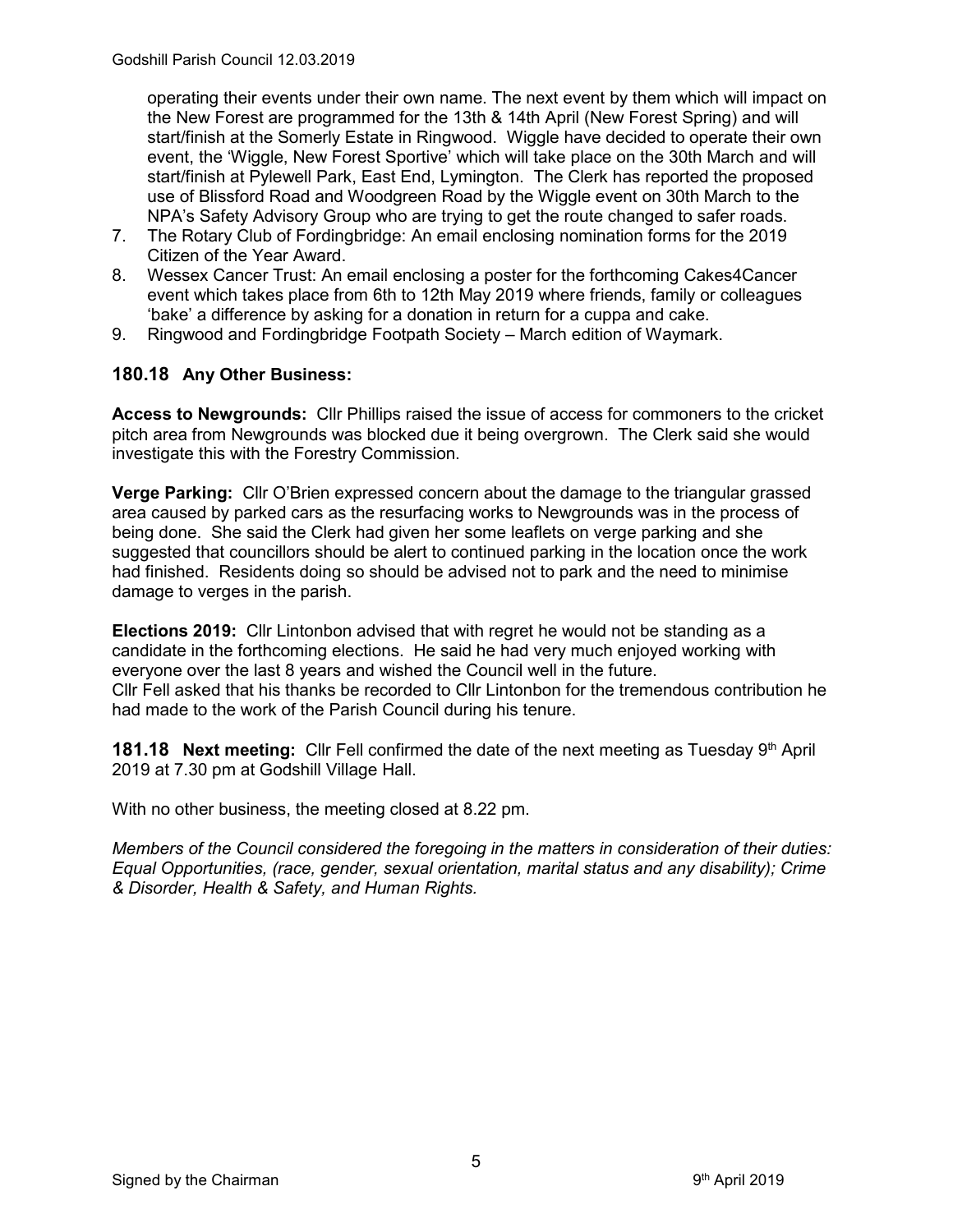operating their events under their own name. The next event by them which will impact on the New Forest are programmed for the 13th & 14th April (New Forest Spring) and will start/finish at the Somerly Estate in Ringwood. Wiggle have decided to operate their own event, the 'Wiggle, New Forest Sportive' which will take place on the 30th March and will start/finish at Pylewell Park, East End, Lymington. The Clerk has reported the proposed use of Blissford Road and Woodgreen Road by the Wiggle event on 30th March to the NPA's Safety Advisory Group who are trying to get the route changed to safer roads.

7. The Rotary Club of Fordingbridge: An email enclosing nomination forms for the 2019 Citizen of the Year Award.
8. Wessex Cancer Trust: An email enclosing a poster for the forthcoming Cakes4Cancer event which takes place from 6th to 12th May 2019 where friends, family or colleagues 'bake' a difference by asking for a donation in return for a cuppa and cake.
9. Ringwood and Fordingbridge Footpath Society – March edition of Waymark.

### 180.18 Any Other Business:

**Access to Newgrounds:** Cllr Phillips raised the issue of access for commoners to the cricket pitch area from Newgrounds was blocked due it being overgrown. The Clerk said she would investigate this with the Forestry Commission.

**Verge Parking:** Cllr O'Brien expressed concern about the damage to the triangular grassed area caused by parked cars as the resurfacing works to Newgrounds was in the process of being done. She said the Clerk had given her some leaflets on verge parking and she suggested that councillors should be alert to continued parking in the location once the work had finished. Residents doing so should be advised not to park and the need to minimise damage to verges in the parish.

**Elections 2019:** Cllr Lintonbon advised that with regret he would not be standing as a candidate in the forthcoming elections. He said he had very much enjoyed working with everyone over the last 8 years and wished the Council well in the future.
Cllr Fell asked that his thanks be recorded to Cllr Lintonbon for the tremendous contribution he had made to the work of the Parish Council during his tenure.

**181.18 Next meeting:** Cllr Fell confirmed the date of the next meeting as Tuesday 9th April 2019 at 7.30 pm at Godshill Village Hall.

With no other business, the meeting closed at 8.22 pm.

*Members of the Council considered the foregoing in the matters in consideration of their duties: Equal Opportunities, (race, gender, sexual orientation, marital status and any disability); Crime & Disorder, Health & Safety, and Human Rights.*

Signed by the Chairman 9th April 2019